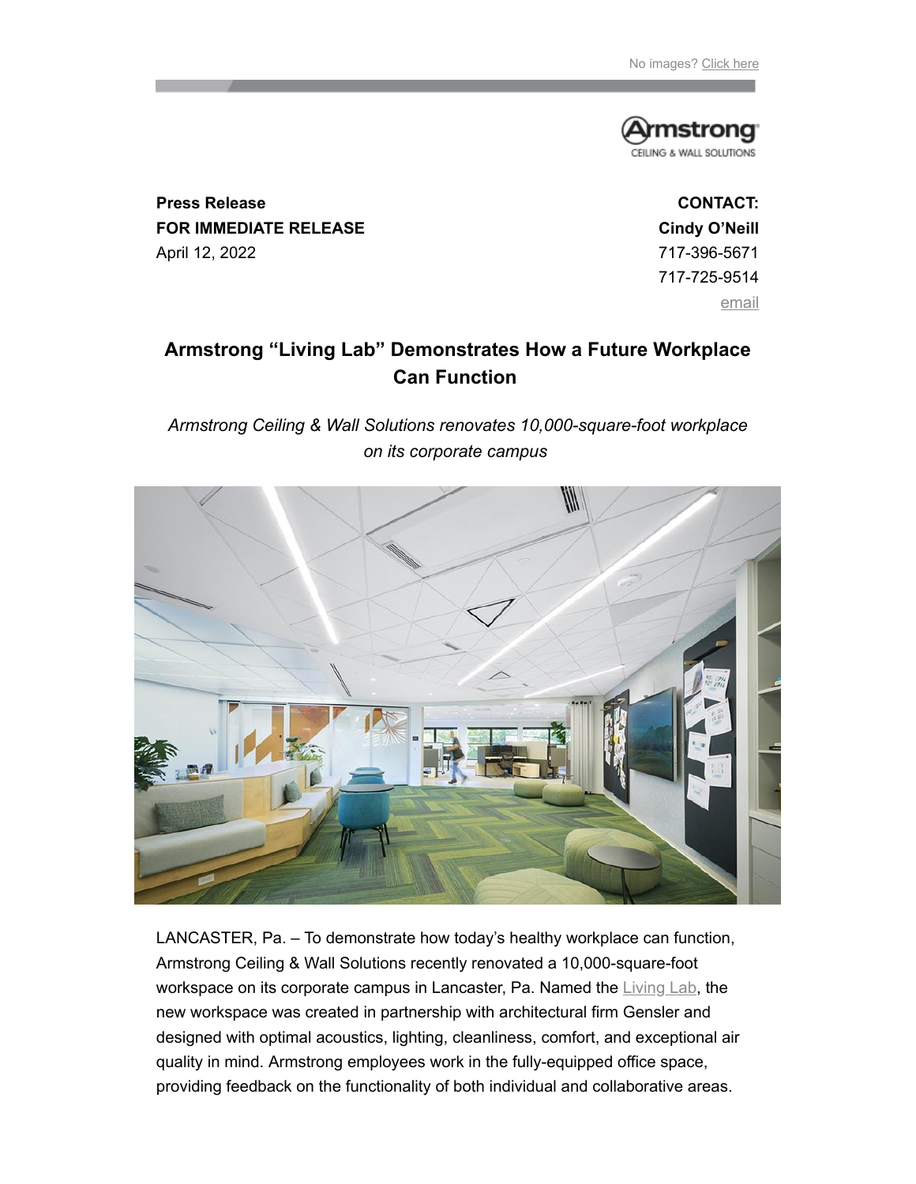No images? Click here

**Press Release**
**FOR IMMEDIATE RELEASE**
April 12, 2022

**CONTACT:**
**Cindy O'Neill**
717-396-5671
717-725-9514
email

## Armstrong "Living Lab" Demonstrates How a Future Workplace Can Function

*Armstrong Ceiling & Wall Solutions renovates 10,000-square-foot workplace on its corporate campus*

LANCASTER, Pa. – To demonstrate how today's healthy workplace can function, Armstrong Ceiling & Wall Solutions recently renovated a 10,000-square-foot workspace on its corporate campus in Lancaster, Pa. Named the Living Lab, the new workspace was created in partnership with architectural firm Gensler and designed with optimal acoustics, lighting, cleanliness, comfort, and exceptional air quality in mind. Armstrong employees work in the fully-equipped office space, providing feedback on the functionality of both individual and collaborative areas.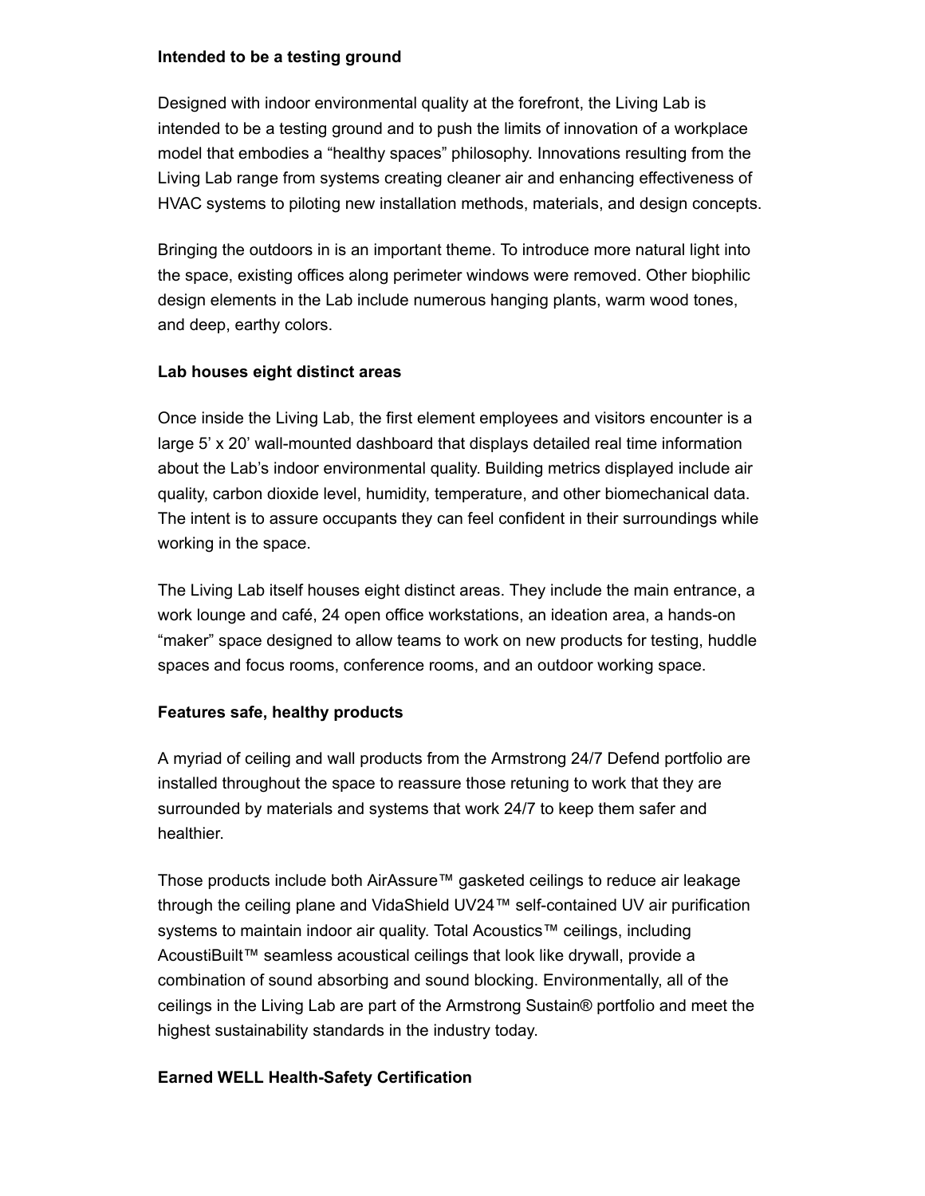**Intended to be a testing ground**

Designed with indoor environmental quality at the forefront, the Living Lab is intended to be a testing ground and to push the limits of innovation of a workplace model that embodies a "healthy spaces" philosophy. Innovations resulting from the Living Lab range from systems creating cleaner air and enhancing effectiveness of HVAC systems to piloting new installation methods, materials, and design concepts.

Bringing the outdoors in is an important theme. To introduce more natural light into the space, existing offices along perimeter windows were removed. Other biophilic design elements in the Lab include numerous hanging plants, warm wood tones, and deep, earthy colors.

**Lab houses eight distinct areas**

Once inside the Living Lab, the first element employees and visitors encounter is a large 5' x 20' wall-mounted dashboard that displays detailed real time information about the Lab's indoor environmental quality. Building metrics displayed include air quality, carbon dioxide level, humidity, temperature, and other biomechanical data. The intent is to assure occupants they can feel confident in their surroundings while working in the space.

The Living Lab itself houses eight distinct areas. They include the main entrance, a work lounge and café, 24 open office workstations, an ideation area, a hands-on "maker" space designed to allow teams to work on new products for testing, huddle spaces and focus rooms, conference rooms, and an outdoor working space.

**Features safe, healthy products**

A myriad of ceiling and wall products from the Armstrong 24/7 Defend portfolio are installed throughout the space to reassure those retuning to work that they are surrounded by materials and systems that work 24/7 to keep them safer and healthier.

Those products include both AirAssure™ gasketed ceilings to reduce air leakage through the ceiling plane and VidaShield UV24™ self-contained UV air purification systems to maintain indoor air quality. Total Acoustics™ ceilings, including AcoustiBuilt™ seamless acoustical ceilings that look like drywall, provide a combination of sound absorbing and sound blocking. Environmentally, all of the ceilings in the Living Lab are part of the Armstrong Sustain® portfolio and meet the highest sustainability standards in the industry today.

**Earned WELL Health-Safety Certification**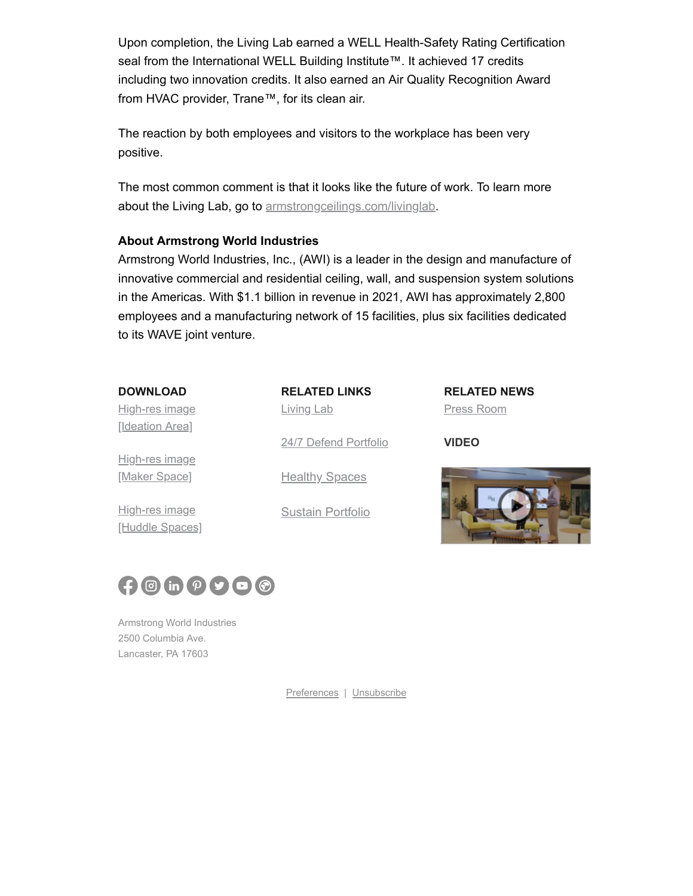Upon completion, the Living Lab earned a WELL Health-Safety Rating Certification seal from the International WELL Building Institute™. It achieved 17 credits including two innovation credits. It also earned an Air Quality Recognition Award from HVAC provider, Trane™, for its clean air.

The reaction by both employees and visitors to the workplace has been very positive.

The most common comment is that it looks like the future of work. To learn more about the Living Lab, go to armstrongceilings.com/livinglab.

**About Armstrong World Industries**

Armstrong World Industries, Inc., (AWI) is a leader in the design and manufacture of innovative commercial and residential ceiling, wall, and suspension system solutions in the Americas. With $1.1 billion in revenue in 2021, AWI has approximately 2,800 employees and a manufacturing network of 15 facilities, plus six facilities dedicated to its WAVE joint venture.

**DOWNLOAD**

High-res image [Ideation Area]

High-res image [Maker Space]

High-res image [Huddle Spaces]

**RELATED LINKS**

Living Lab

24/7 Defend Portfolio

Healthy Spaces

Sustain Portfolio

**RELATED NEWS**

Press Room

**VIDEO**

Armstrong World Industries
2500 Columbia Ave.
Lancaster, PA 17603

Preferences | Unsubscribe